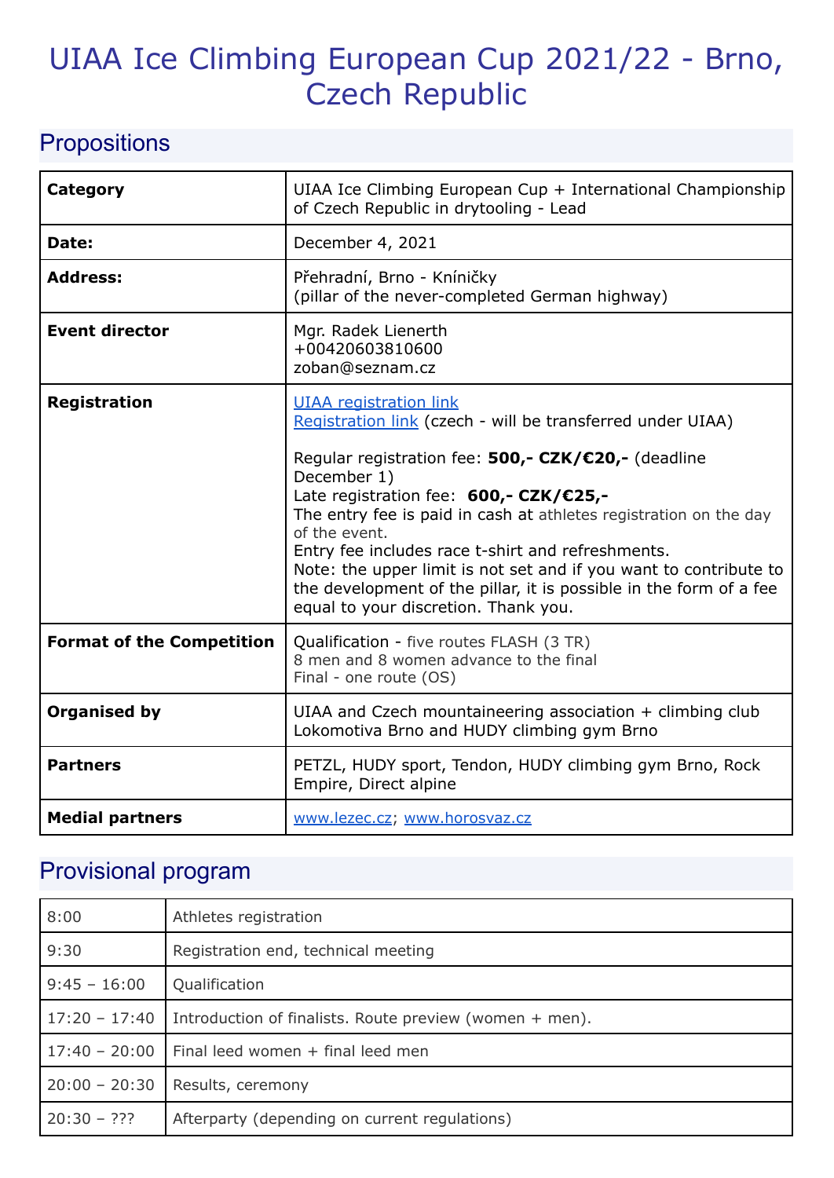# UIAA Ice Climbing European Cup 2021/22 - Brno, Czech Republic

## Propositions

| | |
|---|---|
| **Category** | UIAA Ice Climbing European Cup + International Championship of Czech Republic in drytooling - Lead |
| **Date:** | December 4, 2021 |
| **Address:** | Přehradní, Brno - Kníničky<br>(pillar of the never-completed German highway) |
| **Event director** | Mgr. Radek Lienerth<br>+00420603810600<br>zoban@seznam.cz |
| **Registration** | UIAA registration link<br>Registration link (czech - will be transferred under UIAA)<br><br>Regular registration fee: **500,- CZK/€20,-** (deadline December 1)<br>Late registration fee: **600,- CZK/€25,-**<br>The entry fee is paid in cash at athletes registration on the day of the event.<br>Entry fee includes race t-shirt and refreshments.<br>Note: the upper limit is not set and if you want to contribute to the development of the pillar, it is possible in the form of a fee equal to your discretion. Thank you. |
| **Format of the Competition** | Qualification - five routes FLASH (3 TR)<br>8 men and 8 women advance to the final<br>Final - one route (OS) |
| **Organised by** | UIAA and Czech mountaineering association + climbing club Lokomotiva Brno and HUDY climbing gym Brno |
| **Partners** | PETZL, HUDY sport, Tendon, HUDY climbing gym Brno, Rock Empire, Direct alpine |
| **Medial partners** | www.lezec.cz; www.horosvaz.cz |

## Provisional program

| | |
|---|---|
| 8:00 | Athletes registration |
| 9:30 | Registration end, technical meeting |
| 9:45 – 16:00 | Qualification |
| 17:20 – 17:40 | Introduction of finalists. Route preview (women + men). |
| 17:40 – 20:00 | Final leed women + final leed men |
| 20:00 – 20:30 | Results, ceremony |
| 20:30 – ??? | Afterparty (depending on current regulations) |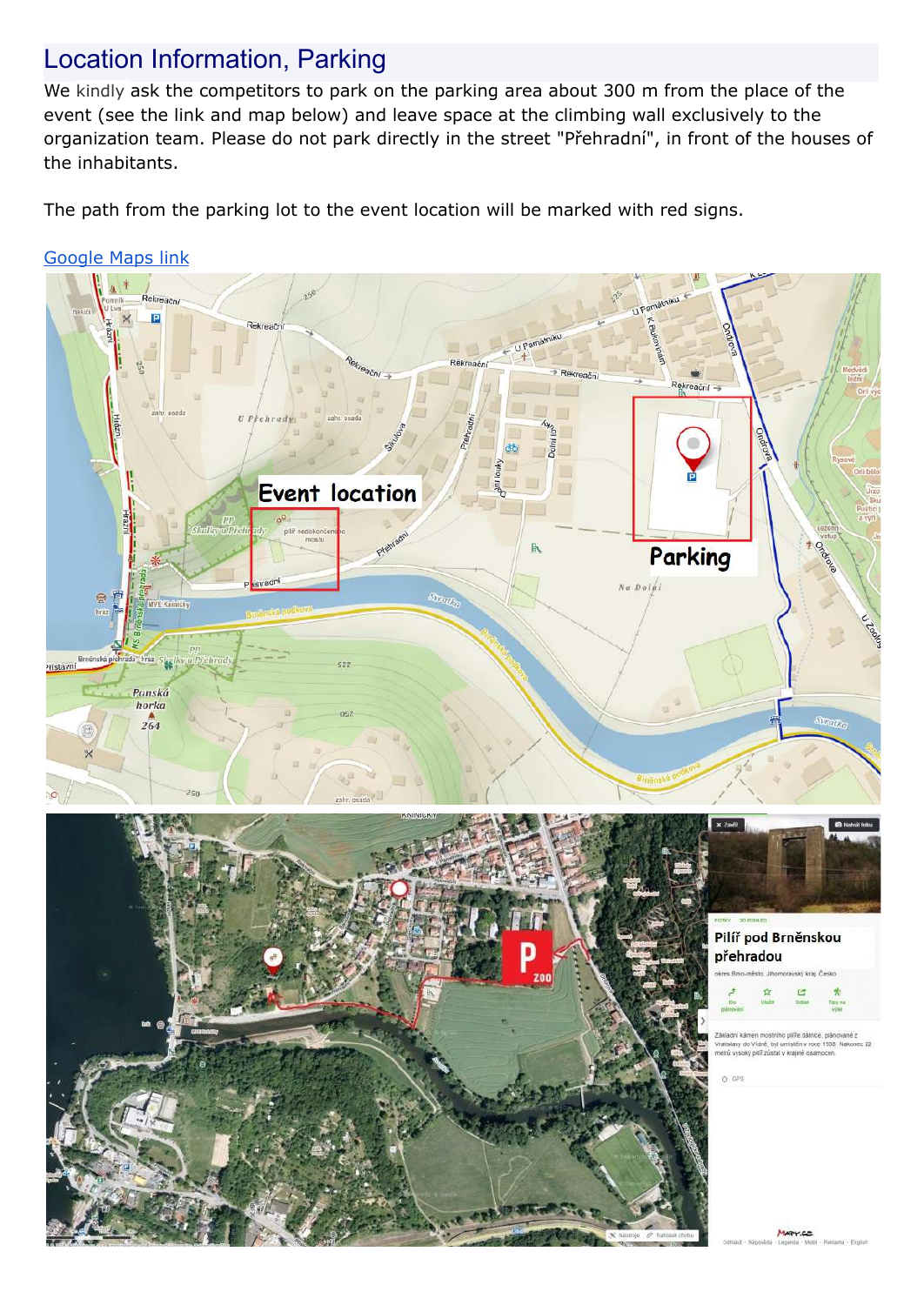## Location Information, Parking

We kindly ask the competitors to park on the parking area about 300 m from the place of the event (see the link and map below) and leave space at the climbing wall exclusively to the organization team. Please do not park directly in the street "Přehradní", in front of the houses of the inhabitants.

The path from the parking lot to the event location will be marked with red signs.

[Google Maps link]()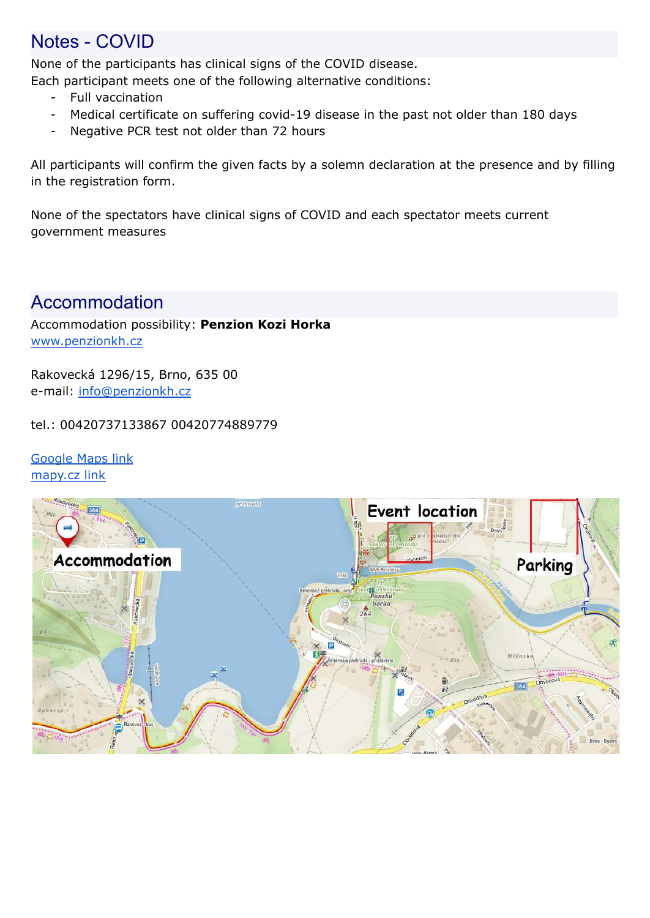## Notes - COVID

None of the participants has clinical signs of the COVID disease.
Each participant meets one of the following alternative conditions:

- Full vaccination
- Medical certificate on suffering covid-19 disease in the past not older than 180 days
- Negative PCR test not older than 72 hours

All participants will confirm the given facts by a solemn declaration at the presence and by filling in the registration form.

None of the spectators have clinical signs of COVID and each spectator meets current government measures

## Accommodation

Accommodation possibility: **Penzion Kozi Horka**
www.penzionkh.cz

Rakovecká 1296/15, Brno, 635 00
e-mail: info@penzionkh.cz

tel.: 00420737133867 00420774889779

Google Maps link
mapy.cz link

Accommodation

Event location

Parking